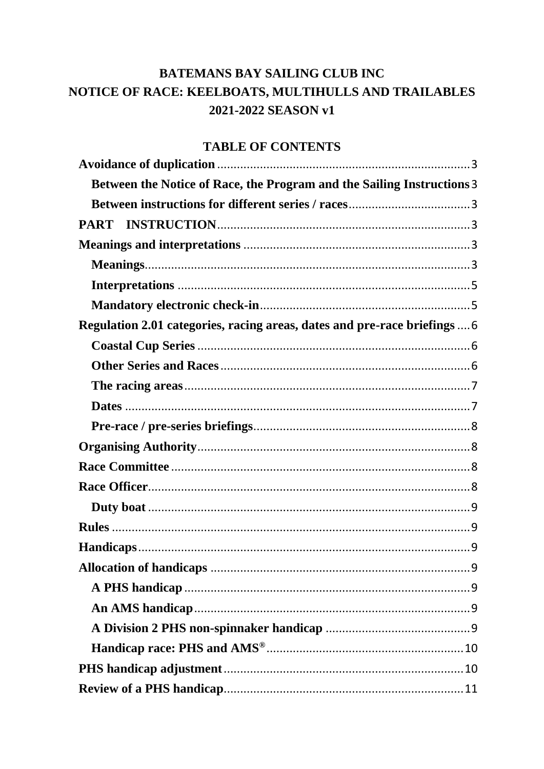# BATEMANS BAY SAILING CLUB INC
# NOTICE OF RACE: KEELBOATS, MULTIHULLS AND TRAILABLES
# 2021-2022 SEASON v1

## TABLE OF CONTENTS

**Avoidance of duplication** ............ 3
- **Between the Notice of Race, the Program and the Sailing Instructions** 3
- **Between instructions for different series / races** ............ 3

**PART INSTRUCTION** ............ 3

**Meanings and interpretations** ............ 3
- **Meanings** ............ 3
- **Interpretations** ............ 5
- **Mandatory electronic check-in** ............ 5

**Regulation 2.01 categories, racing areas, dates and pre-race briefings** .... 6
- **Coastal Cup Series** ............ 6
- **Other Series and Races** ............ 6
- **The racing areas** ............ 7
- **Dates** ............ 7
- **Pre-race / pre-series briefings** ............ 8

**Organising Authority** ............ 8

**Race Committee** ............ 8

**Race Officer** ............ 8
- **Duty boat** ............ 9

**Rules** ............ 9

**Handicaps** ............ 9

**Allocation of handicaps** ............ 9
- **A PHS handicap** ............ 9
- **An AMS handicap** ............ 9
- **A Division 2 PHS non-spinnaker handicap** ............ 9
- **Handicap race: PHS and AMS®** ............ 10

**PHS handicap adjustment** ............ 10

**Review of a PHS handicap** ............ 11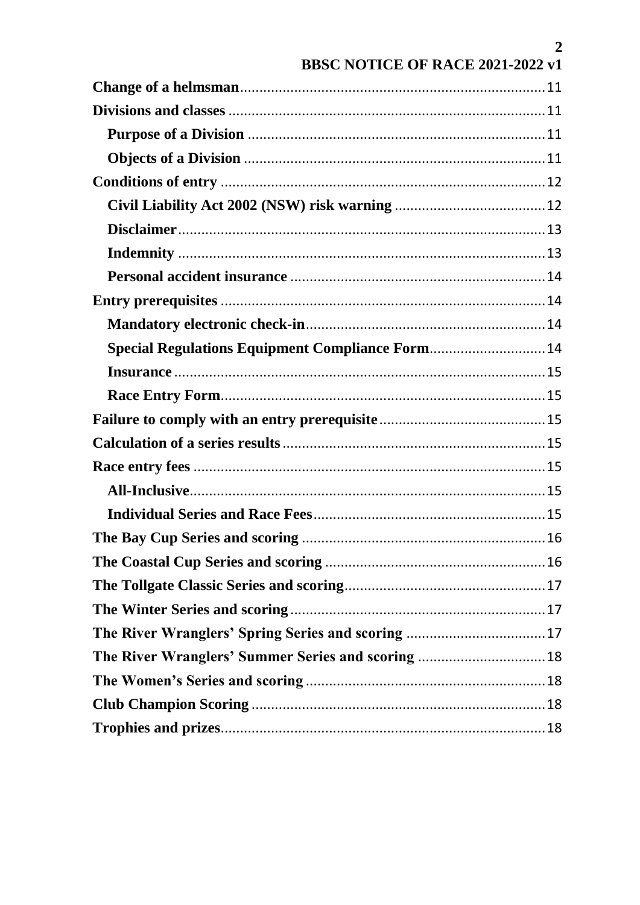- **Change of a helmsman** ........ 11
- **Divisions and classes** ........ 11
  - **Purpose of a Division** ........ 11
  - **Objects of a Division** ........ 11
- **Conditions of entry** ........ 12
  - **Civil Liability Act 2002 (NSW) risk warning** ........ 12
  - **Disclaimer** ........ 13
  - **Indemnity** ........ 13
  - **Personal accident insurance** ........ 14
- **Entry prerequisites** ........ 14
  - **Mandatory electronic check-in** ........ 14
  - **Special Regulations Equipment Compliance Form** ........ 14
  - **Insurance** ........ 15
  - **Race Entry Form** ........ 15
- **Failure to comply with an entry prerequisite** ........ 15
- **Calculation of a series results** ........ 15
- **Race entry fees** ........ 15
  - **All-Inclusive** ........ 15
  - **Individual Series and Race Fees** ........ 15
- **The Bay Cup Series and scoring** ........ 16
- **The Coastal Cup Series and scoring** ........ 16
- **The Tollgate Classic Series and scoring** ........ 17
- **The Winter Series and scoring** ........ 17
- **The River Wranglers' Spring Series and scoring** ........ 17
- **The River Wranglers' Summer Series and scoring** ........ 18
- **The Women's Series and scoring** ........ 18
- **Club Champion Scoring** ........ 18
- **Trophies and prizes** ........ 18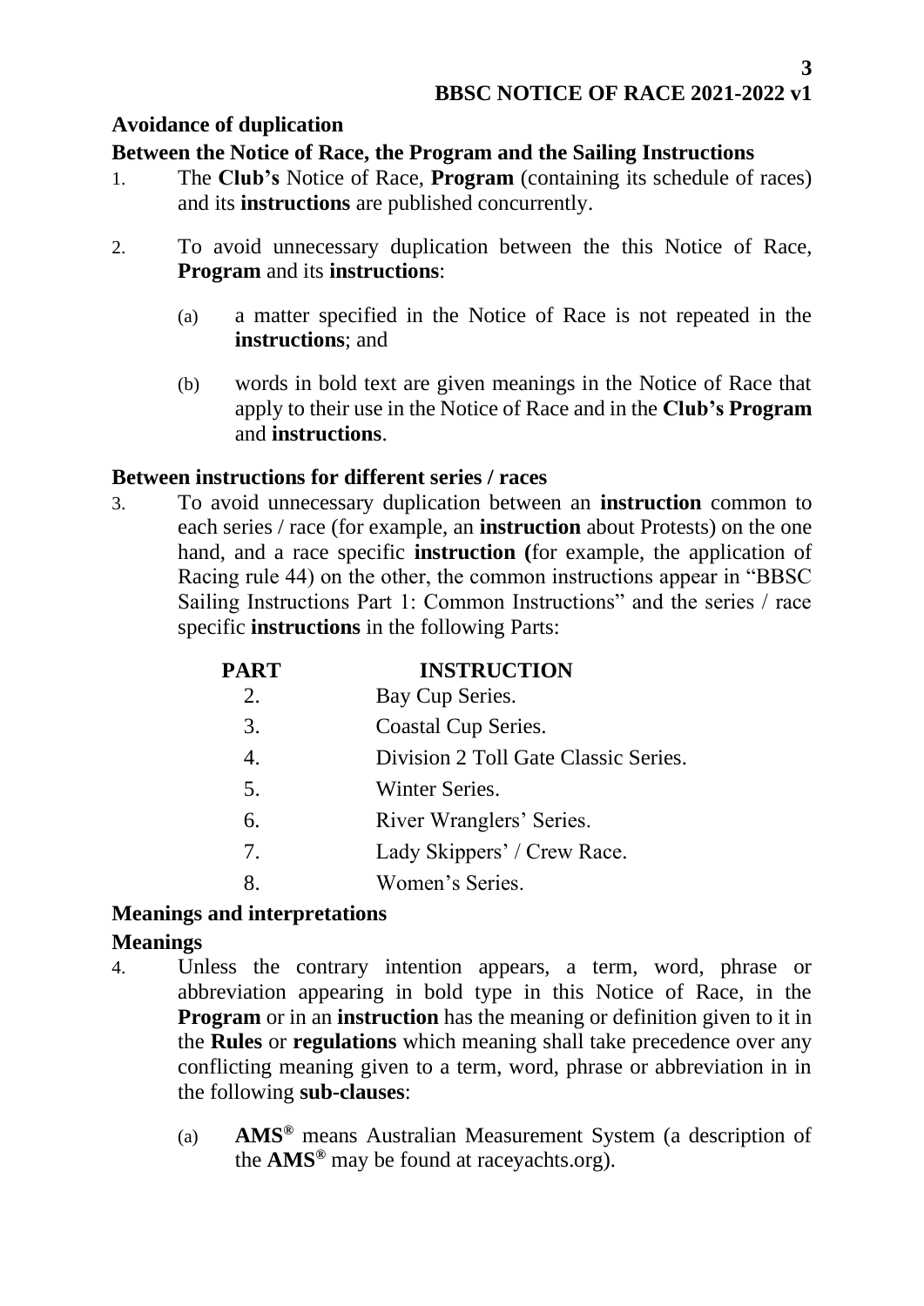## Avoidance of duplication

### Between the Notice of Race, the Program and the Sailing Instructions

1. The **Club's** Notice of Race, **Program** (containing its schedule of races) and its **instructions** are published concurrently.

2. To avoid unnecessary duplication between the this Notice of Race, **Program** and its **instructions**:

   (a) a matter specified in the Notice of Race is not repeated in the **instructions**; and

   (b) words in bold text are given meanings in the Notice of Race that apply to their use in the Notice of Race and in the **Club's Program** and **instructions**.

### Between instructions for different series / races

3. To avoid unnecessary duplication between an **instruction** common to each series / race (for example, an **instruction** about Protests) on the one hand, and a race specific **instruction (**for example, the application of Racing rule 44) on the other, the common instructions appear in "BBSC Sailing Instructions Part 1: Common Instructions" and the series / race specific **instructions** in the following Parts:

| PART | INSTRUCTION |
|---|---|
| 2. | Bay Cup Series. |
| 3. | Coastal Cup Series. |
| 4. | Division 2 Toll Gate Classic Series. |
| 5. | Winter Series. |
| 6. | River Wranglers' Series. |
| 7. | Lady Skippers' / Crew Race. |
| 8. | Women's Series. |

## Meanings and interpretations

### Meanings

4. Unless the contrary intention appears, a term, word, phrase or abbreviation appearing in bold type in this Notice of Race, in the **Program** or in an **instruction** has the meaning or definition given to it in the **Rules** or **regulations** which meaning shall take precedence over any conflicting meaning given to a term, word, phrase or abbreviation in in the following **sub-clauses**:

   (a) **AMS®** means Australian Measurement System (a description of the **AMS®** may be found at raceyachts.org).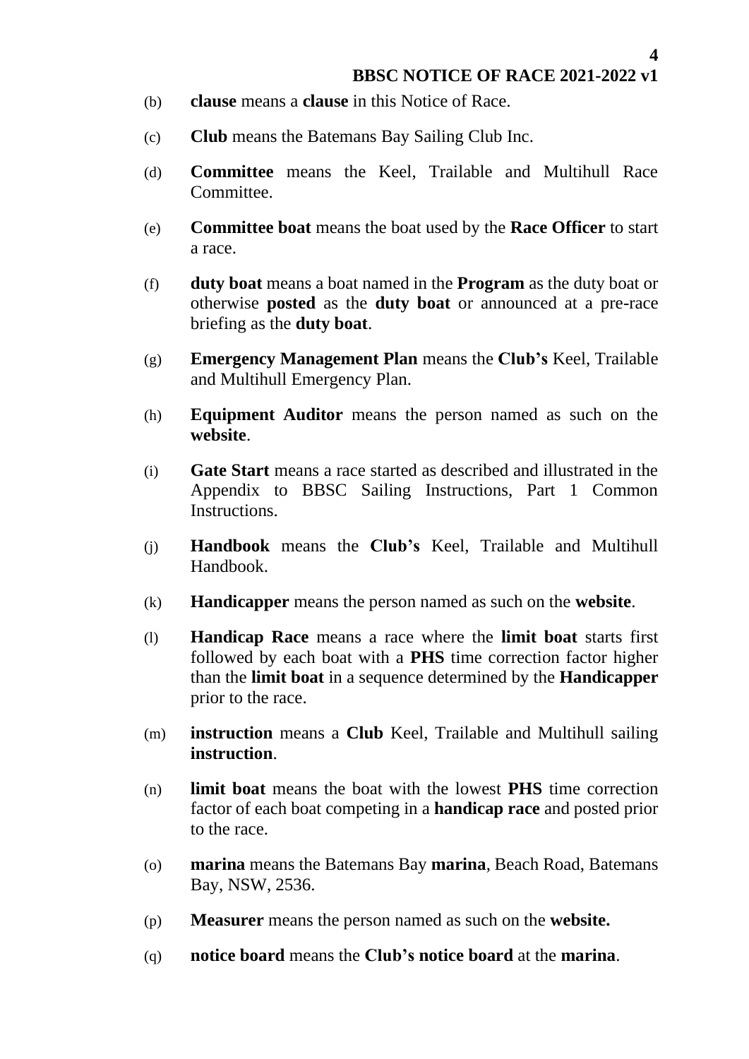(b) **clause** means a **clause** in this Notice of Race.

(c) **Club** means the Batemans Bay Sailing Club Inc.

(d) **Committee** means the Keel, Trailable and Multihull Race Committee.

(e) **Committee boat** means the boat used by the **Race Officer** to start a race.

(f) **duty boat** means a boat named in the **Program** as the duty boat or otherwise **posted** as the **duty boat** or announced at a pre-race briefing as the **duty boat**.

(g) **Emergency Management Plan** means the **Club's** Keel, Trailable and Multihull Emergency Plan.

(h) **Equipment Auditor** means the person named as such on the **website**.

(i) **Gate Start** means a race started as described and illustrated in the Appendix to BBSC Sailing Instructions, Part 1 Common Instructions.

(j) **Handbook** means the **Club's** Keel, Trailable and Multihull Handbook.

(k) **Handicapper** means the person named as such on the **website**.

(l) **Handicap Race** means a race where the **limit boat** starts first followed by each boat with a **PHS** time correction factor higher than the **limit boat** in a sequence determined by the **Handicapper** prior to the race.

(m) **instruction** means a **Club** Keel, Trailable and Multihull sailing **instruction**.

(n) **limit boat** means the boat with the lowest **PHS** time correction factor of each boat competing in a **handicap race** and posted prior to the race.

(o) **marina** means the Batemans Bay **marina**, Beach Road, Batemans Bay, NSW, 2536.

(p) **Measurer** means the person named as such on the **website.**

(q) **notice board** means the **Club's notice board** at the **marina**.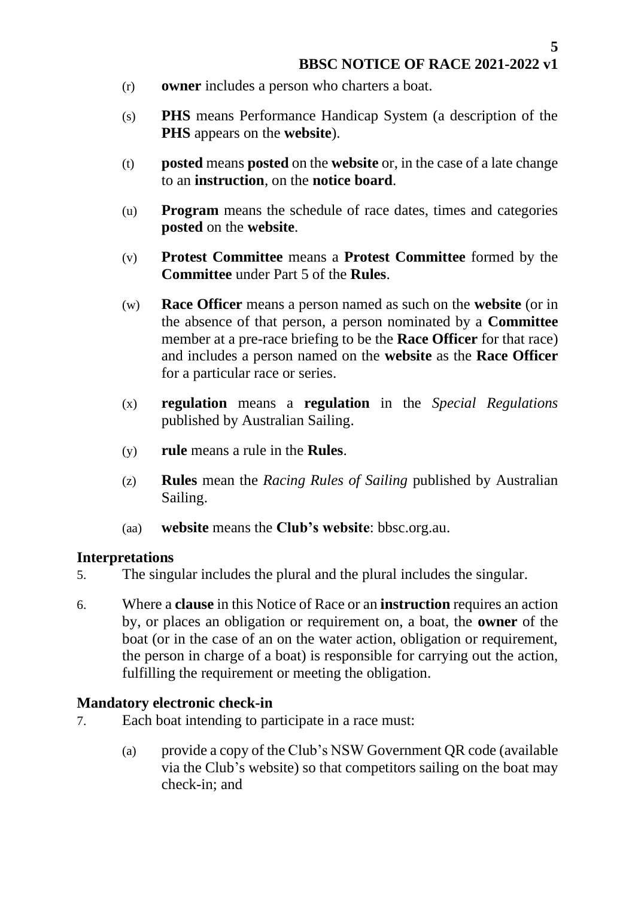(r) **owner** includes a person who charters a boat.

(s) **PHS** means Performance Handicap System (a description of the **PHS** appears on the **website**).

(t) **posted** means **posted** on the **website** or, in the case of a late change to an **instruction**, on the **notice board**.

(u) **Program** means the schedule of race dates, times and categories **posted** on the **website**.

(v) **Protest Committee** means a **Protest Committee** formed by the **Committee** under Part 5 of the **Rules**.

(w) **Race Officer** means a person named as such on the **website** (or in the absence of that person, a person nominated by a **Committee** member at a pre-race briefing to be the **Race Officer** for that race) and includes a person named on the **website** as the **Race Officer** for a particular race or series.

(x) **regulation** means a **regulation** in the *Special Regulations* published by Australian Sailing.

(y) **rule** means a rule in the **Rules**.

(z) **Rules** mean the *Racing Rules of Sailing* published by Australian Sailing.

(aa) **website** means the **Club's website**: bbsc.org.au.

## Interpretations

5. The singular includes the plural and the plural includes the singular.

6. Where a **clause** in this Notice of Race or an **instruction** requires an action by, or places an obligation or requirement on, a boat, the **owner** of the boat (or in the case of an on the water action, obligation or requirement, the person in charge of a boat) is responsible for carrying out the action, fulfilling the requirement or meeting the obligation.

## Mandatory electronic check-in

7. Each boat intending to participate in a race must:

   (a) provide a copy of the Club's NSW Government QR code (available via the Club's website) so that competitors sailing on the boat may check-in; and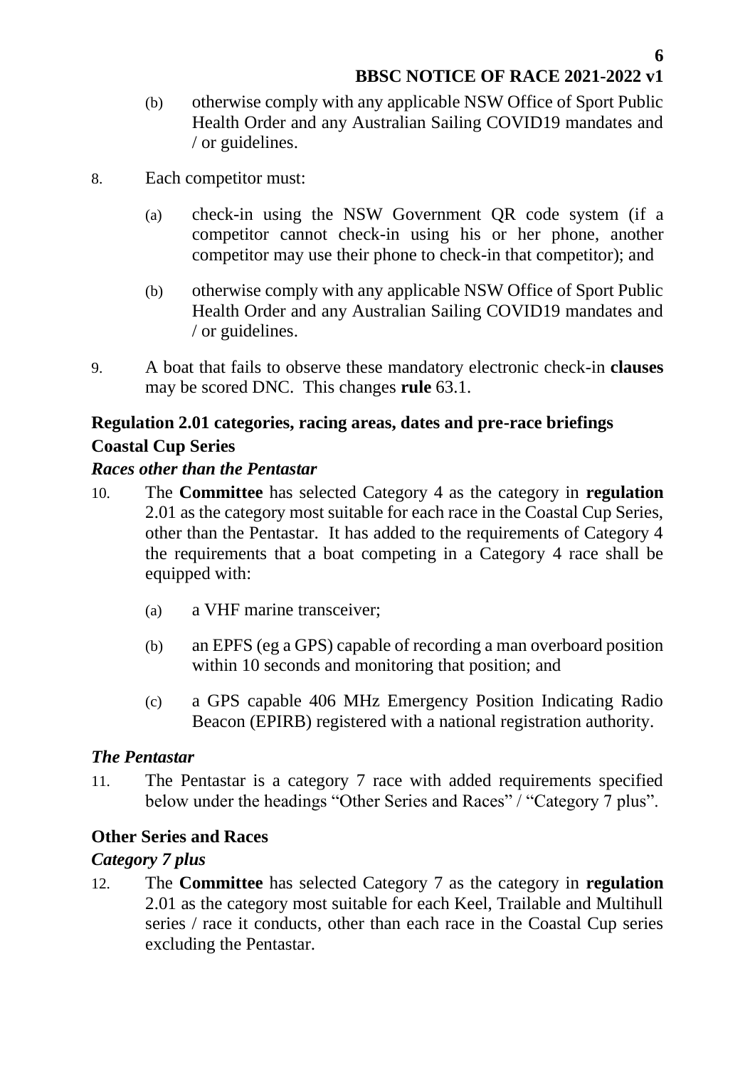(b) otherwise comply with any applicable NSW Office of Sport Public Health Order and any Australian Sailing COVID19 mandates and / or guidelines.

8. Each competitor must:

   (a) check-in using the NSW Government QR code system (if a competitor cannot check-in using his or her phone, another competitor may use their phone to check-in that competitor); and

   (b) otherwise comply with any applicable NSW Office of Sport Public Health Order and any Australian Sailing COVID19 mandates and / or guidelines.

9. A boat that fails to observe these mandatory electronic check-in **clauses** may be scored DNC. This changes **rule** 63.1.

## Regulation 2.01 categories, racing areas, dates and pre-race briefings

### Coastal Cup Series

#### *Races other than the Pentastar*

10. The **Committee** has selected Category 4 as the category in **regulation** 2.01 as the category most suitable for each race in the Coastal Cup Series, other than the Pentastar. It has added to the requirements of Category 4 the requirements that a boat competing in a Category 4 race shall be equipped with:

    (a) a VHF marine transceiver;

    (b) an EPFS (eg a GPS) capable of recording a man overboard position within 10 seconds and monitoring that position; and

    (c) a GPS capable 406 MHz Emergency Position Indicating Radio Beacon (EPIRB) registered with a national registration authority.

#### *The Pentastar*

11. The Pentastar is a category 7 race with added requirements specified below under the headings "Other Series and Races" / "Category 7 plus".

### Other Series and Races

#### *Category 7 plus*

12. The **Committee** has selected Category 7 as the category in **regulation** 2.01 as the category most suitable for each Keel, Trailable and Multihull series / race it conducts, other than each race in the Coastal Cup series excluding the Pentastar.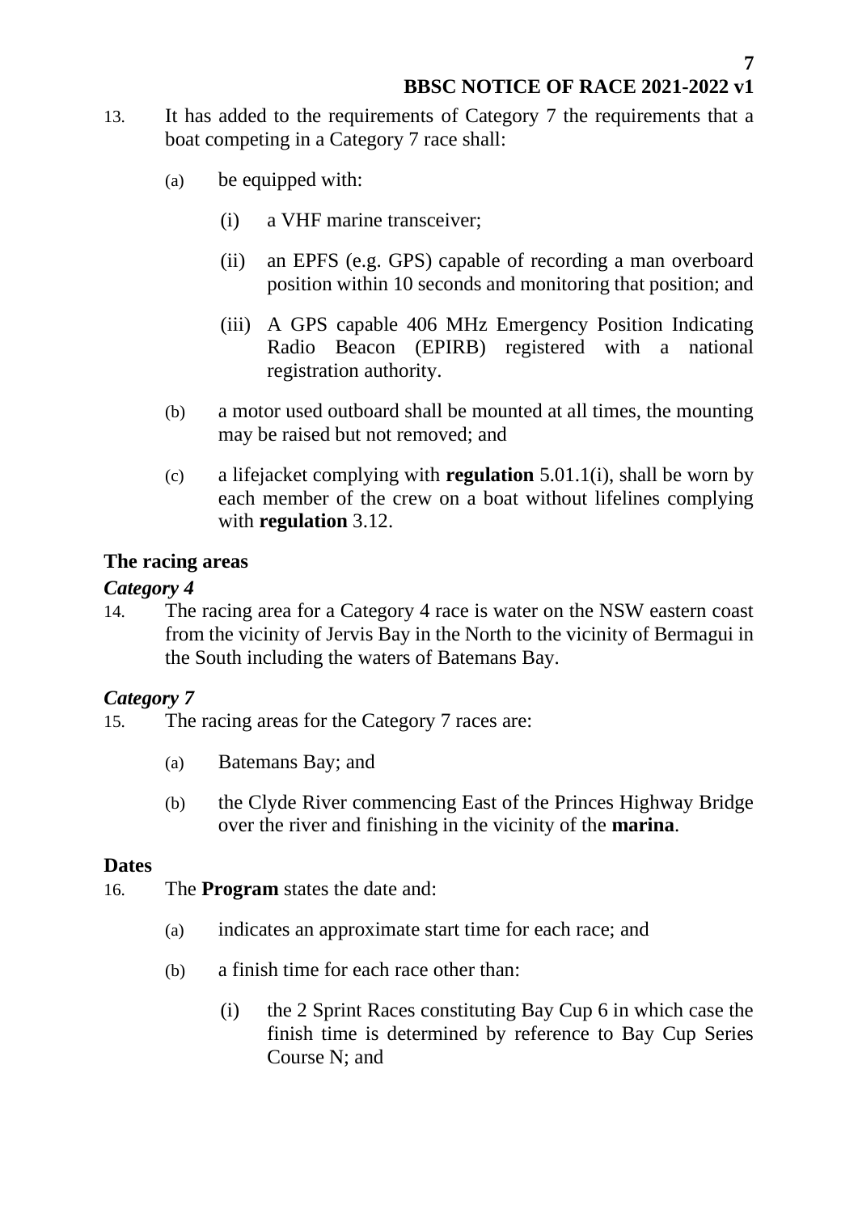13. It has added to the requirements of Category 7 the requirements that a boat competing in a Category 7 race shall:

    (a) be equipped with:

        (i) a VHF marine transceiver;

        (ii) an EPFS (e.g. GPS) capable of recording a man overboard position within 10 seconds and monitoring that position; and

        (iii) A GPS capable 406 MHz Emergency Position Indicating Radio Beacon (EPIRB) registered with a national registration authority.

    (b) a motor used outboard shall be mounted at all times, the mounting may be raised but not removed; and

    (c) a lifejacket complying with **regulation** 5.01.1(i), shall be worn by each member of the crew on a boat without lifelines complying with **regulation** 3.12.

## The racing areas

### *Category 4*

14. The racing area for a Category 4 race is water on the NSW eastern coast from the vicinity of Jervis Bay in the North to the vicinity of Bermagui in the South including the waters of Batemans Bay.

### *Category 7*

15. The racing areas for the Category 7 races are:

    (a) Batemans Bay; and

    (b) the Clyde River commencing East of the Princes Highway Bridge over the river and finishing in the vicinity of the **marina**.

## Dates

16. The **Program** states the date and:

    (a) indicates an approximate start time for each race; and

    (b) a finish time for each race other than:

        (i) the 2 Sprint Races constituting Bay Cup 6 in which case the finish time is determined by reference to Bay Cup Series Course N; and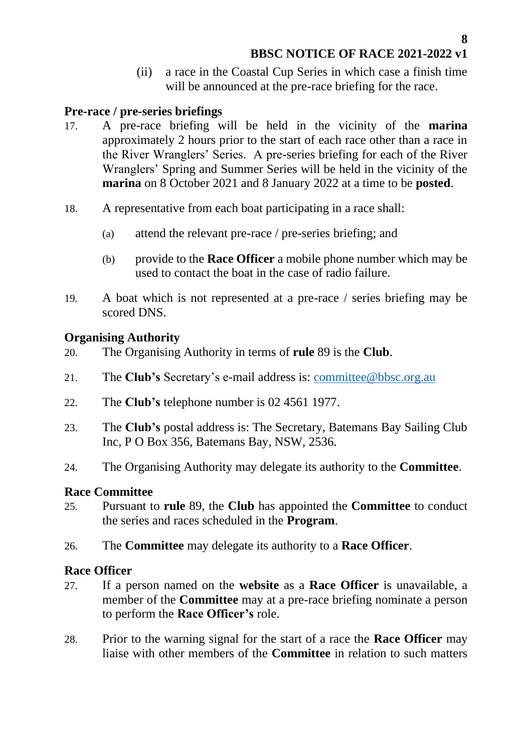(ii) a race in the Coastal Cup Series in which case a finish time will be announced at the pre-race briefing for the race.

### Pre-race / pre-series briefings

17. A pre-race briefing will be held in the vicinity of the **marina** approximately 2 hours prior to the start of each race other than a race in the River Wranglers' Series. A pre-series briefing for each of the River Wranglers' Spring and Summer Series will be held in the vicinity of the **marina** on 8 October 2021 and 8 January 2022 at a time to be **posted**.

18. A representative from each boat participating in a race shall:

    (a) attend the relevant pre-race / pre-series briefing; and

    (b) provide to the **Race Officer** a mobile phone number which may be used to contact the boat in the case of radio failure.

19. A boat which is not represented at a pre-race / series briefing may be scored DNS.

### Organising Authority

20. The Organising Authority in terms of **rule** 89 is the **Club**.

21. The **Club's** Secretary's e-mail address is: [committee@bbsc.org.au](mailto:committee@bbsc.org.au)

22. The **Club's** telephone number is 02 4561 1977.

23. The **Club's** postal address is: The Secretary, Batemans Bay Sailing Club Inc, P O Box 356, Batemans Bay, NSW, 2536.

24. The Organising Authority may delegate its authority to the **Committee**.

### Race Committee

25. Pursuant to **rule** 89, the **Club** has appointed the **Committee** to conduct the series and races scheduled in the **Program**.

26. The **Committee** may delegate its authority to a **Race Officer**.

### Race Officer

27. If a person named on the **website** as a **Race Officer** is unavailable, a member of the **Committee** may at a pre-race briefing nominate a person to perform the **Race Officer's** role.

28. Prior to the warning signal for the start of a race the **Race Officer** may liaise with other members of the **Committee** in relation to such matters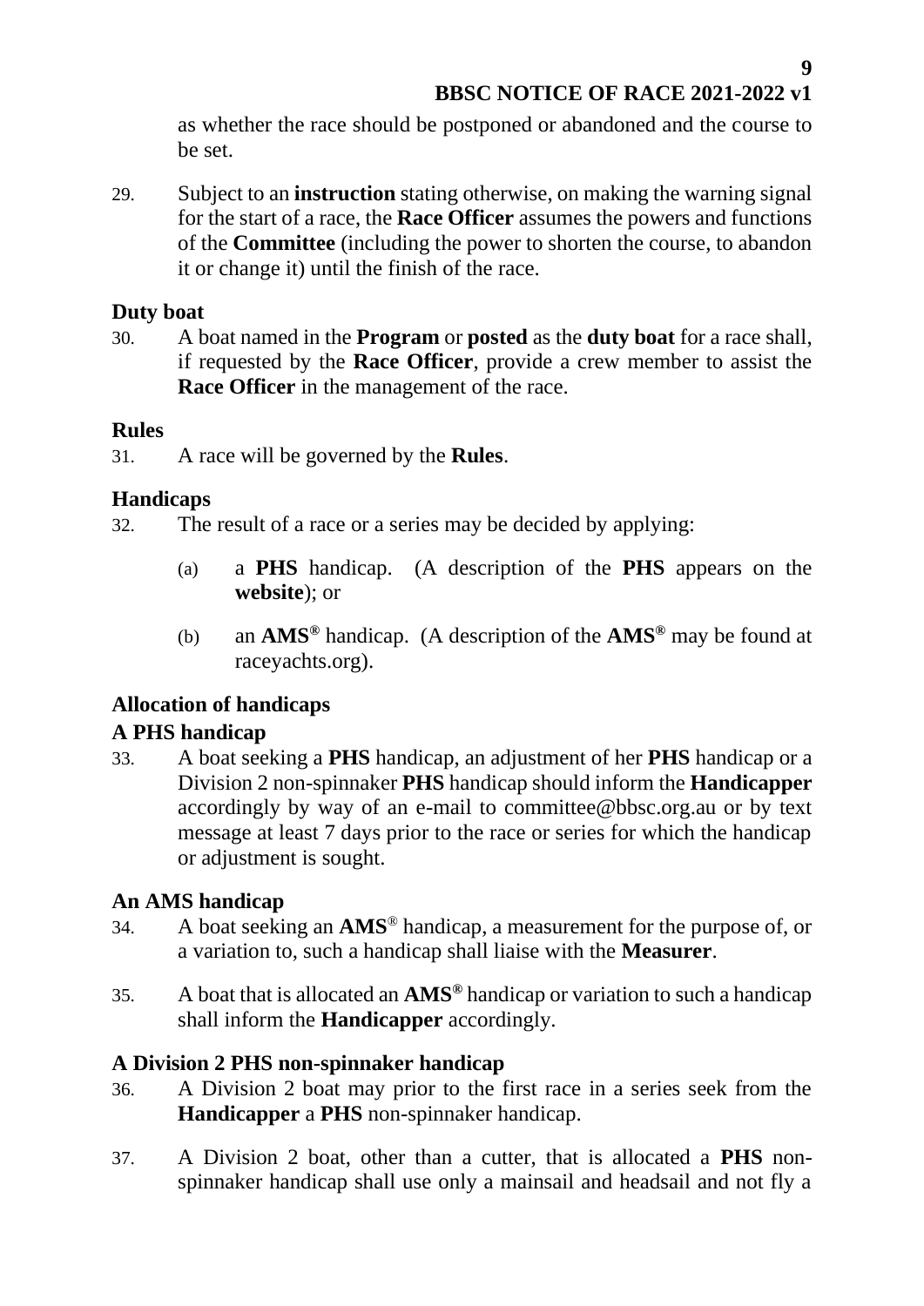as whether the race should be postponed or abandoned and the course to be set.

29. Subject to an **instruction** stating otherwise, on making the warning signal for the start of a race, the **Race Officer** assumes the powers and functions of the **Committee** (including the power to shorten the course, to abandon it or change it) until the finish of the race.

### Duty boat

30. A boat named in the **Program** or **posted** as the **duty boat** for a race shall, if requested by the **Race Officer**, provide a crew member to assist the **Race Officer** in the management of the race.

### Rules

31. A race will be governed by the **Rules**.

### Handicaps

32. The result of a race or a series may be decided by applying:

    (a) a **PHS** handicap. (A description of the **PHS** appears on the **website**); or

    (b) an **AMS®** handicap. (A description of the **AMS®** may be found at raceyachts.org).

### Allocation of handicaps

### A PHS handicap

33. A boat seeking a **PHS** handicap, an adjustment of her **PHS** handicap or a Division 2 non-spinnaker **PHS** handicap should inform the **Handicapper** accordingly by way of an e-mail to committee@bbsc.org.au or by text message at least 7 days prior to the race or series for which the handicap or adjustment is sought.

### An AMS handicap

34. A boat seeking an **AMS®** handicap, a measurement for the purpose of, or a variation to, such a handicap shall liaise with the **Measurer**.

35. A boat that is allocated an **AMS®** handicap or variation to such a handicap shall inform the **Handicapper** accordingly.

### A Division 2 PHS non-spinnaker handicap

36. A Division 2 boat may prior to the first race in a series seek from the **Handicapper** a **PHS** non-spinnaker handicap.

37. A Division 2 boat, other than a cutter, that is allocated a **PHS** non-spinnaker handicap shall use only a mainsail and headsail and not fly a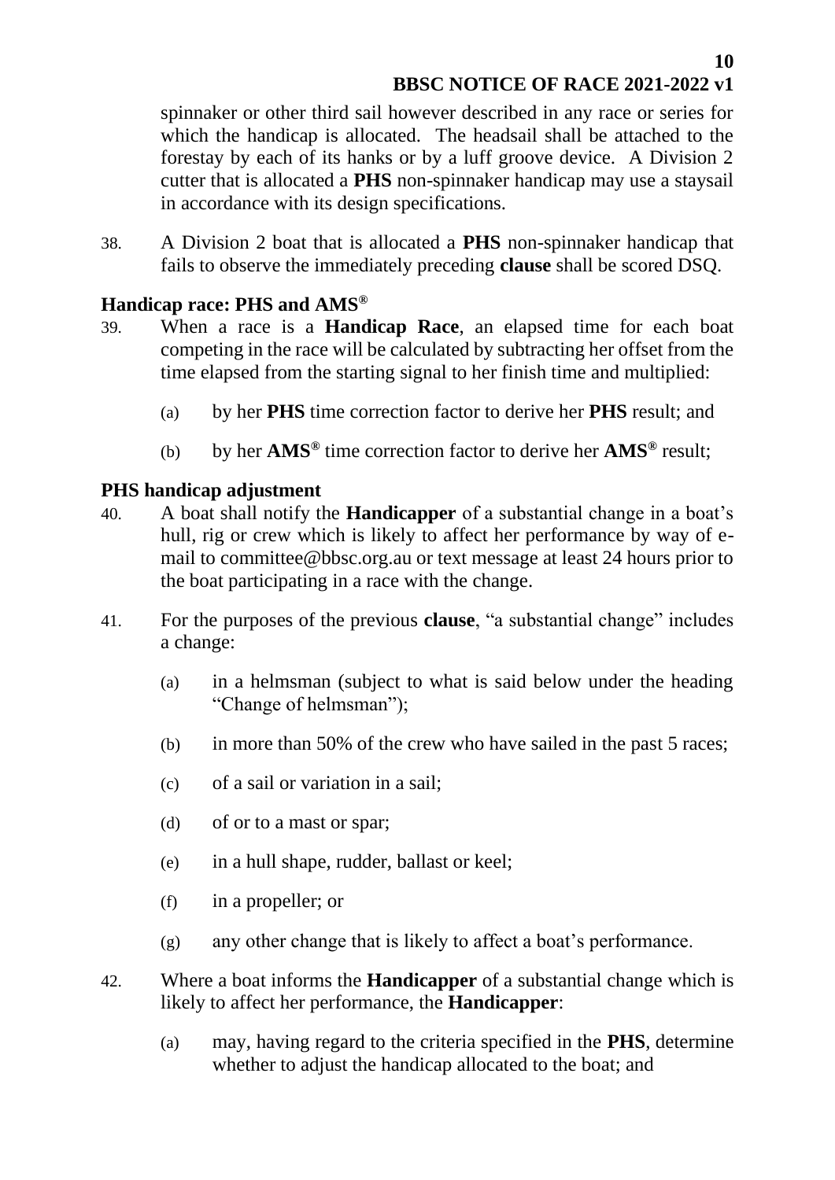spinnaker or other third sail however described in any race or series for which the handicap is allocated. The headsail shall be attached to the forestay by each of its hanks or by a luff groove device. A Division 2 cutter that is allocated a **PHS** non-spinnaker handicap may use a staysail in accordance with its design specifications.

38. A Division 2 boat that is allocated a **PHS** non-spinnaker handicap that fails to observe the immediately preceding **clause** shall be scored DSQ.

### Handicap race: PHS and AMS®

39. When a race is a **Handicap Race**, an elapsed time for each boat competing in the race will be calculated by subtracting her offset from the time elapsed from the starting signal to her finish time and multiplied:

    (a) by her **PHS** time correction factor to derive her **PHS** result; and

    (b) by her **AMS®** time correction factor to derive her **AMS®** result;

### PHS handicap adjustment

40. A boat shall notify the **Handicapper** of a substantial change in a boat's hull, rig or crew which is likely to affect her performance by way of e-mail to committee@bbsc.org.au or text message at least 24 hours prior to the boat participating in a race with the change.

41. For the purposes of the previous **clause**, "a substantial change" includes a change:

    (a) in a helmsman (subject to what is said below under the heading "Change of helmsman");

    (b) in more than 50% of the crew who have sailed in the past 5 races;

    (c) of a sail or variation in a sail;

    (d) of or to a mast or spar;

    (e) in a hull shape, rudder, ballast or keel;

    (f) in a propeller; or

    (g) any other change that is likely to affect a boat's performance.

42. Where a boat informs the **Handicapper** of a substantial change which is likely to affect her performance, the **Handicapper**:

    (a) may, having regard to the criteria specified in the **PHS**, determine whether to adjust the handicap allocated to the boat; and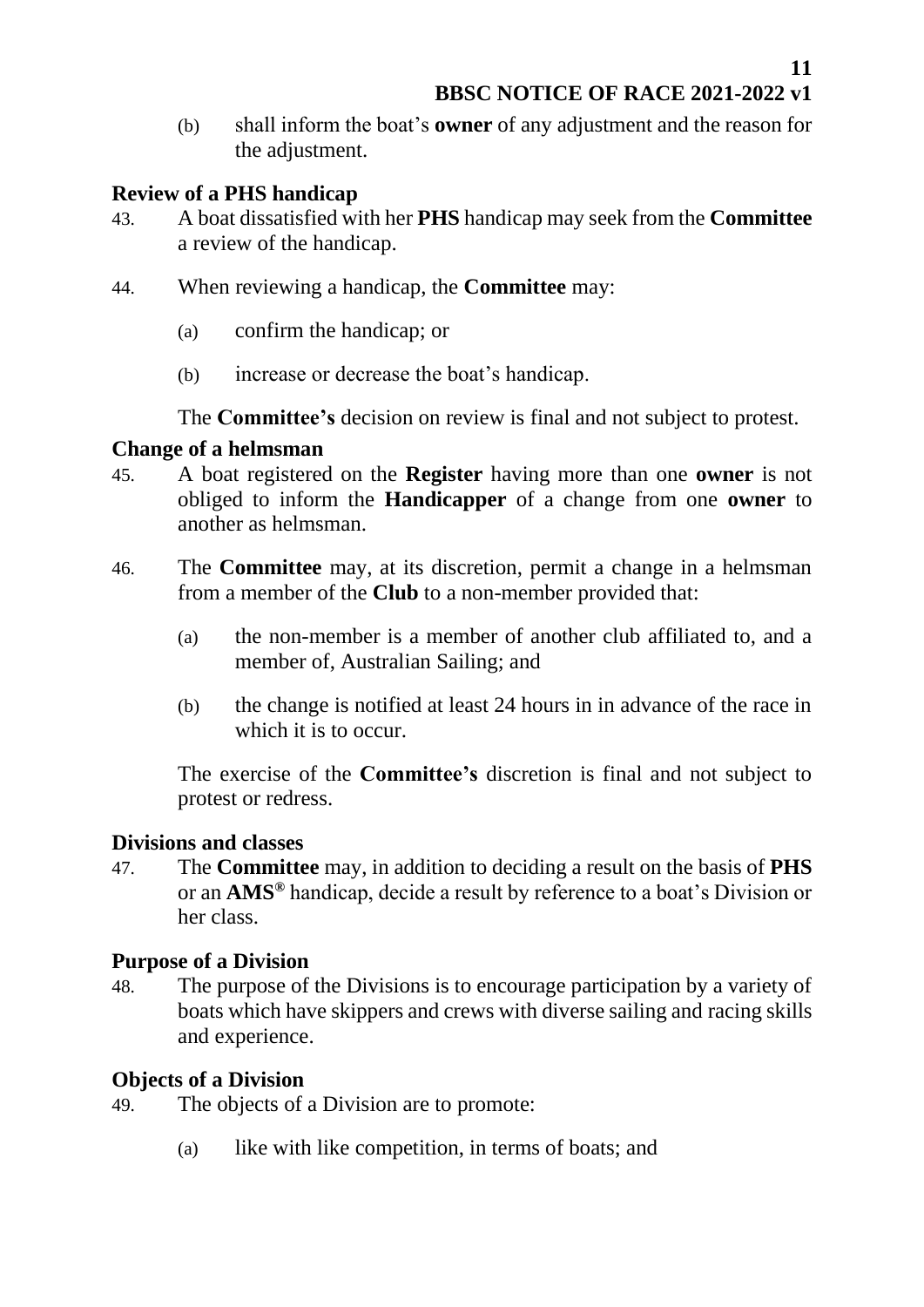(b) shall inform the boat's **owner** of any adjustment and the reason for the adjustment.

### Review of a PHS handicap

43. A boat dissatisfied with her **PHS** handicap may seek from the **Committee** a review of the handicap.

44. When reviewing a handicap, the **Committee** may:

    (a) confirm the handicap; or

    (b) increase or decrease the boat's handicap.

    The **Committee's** decision on review is final and not subject to protest.

### Change of a helmsman

45. A boat registered on the **Register** having more than one **owner** is not obliged to inform the **Handicapper** of a change from one **owner** to another as helmsman.

46. The **Committee** may, at its discretion, permit a change in a helmsman from a member of the **Club** to a non-member provided that:

    (a) the non-member is a member of another club affiliated to, and a member of, Australian Sailing; and

    (b) the change is notified at least 24 hours in in advance of the race in which it is to occur.

    The exercise of the **Committee's** discretion is final and not subject to protest or redress.

### Divisions and classes

47. The **Committee** may, in addition to deciding a result on the basis of **PHS** or an **AMS®** handicap, decide a result by reference to a boat's Division or her class.

### Purpose of a Division

48. The purpose of the Divisions is to encourage participation by a variety of boats which have skippers and crews with diverse sailing and racing skills and experience.

### Objects of a Division

49. The objects of a Division are to promote:

    (a) like with like competition, in terms of boats; and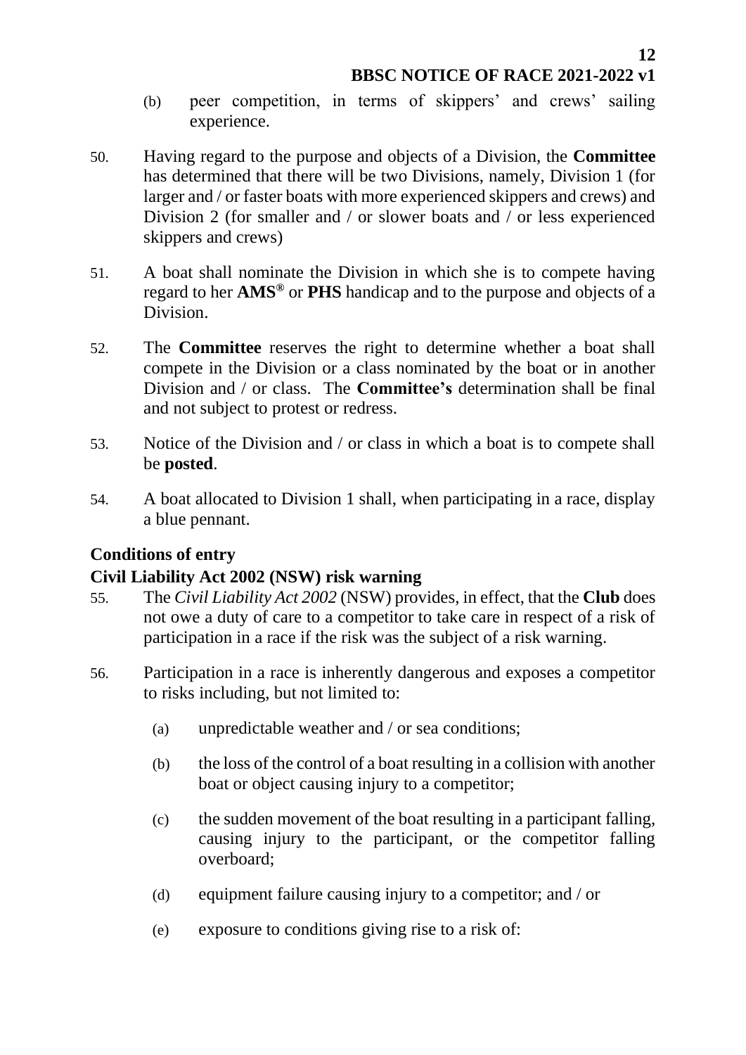(b) peer competition, in terms of skippers' and crews' sailing experience.

50. Having regard to the purpose and objects of a Division, the **Committee** has determined that there will be two Divisions, namely, Division 1 (for larger and / or faster boats with more experienced skippers and crews) and Division 2 (for smaller and / or slower boats and / or less experienced skippers and crews)

51. A boat shall nominate the Division in which she is to compete having regard to her **AMS®** or **PHS** handicap and to the purpose and objects of a Division.

52. The **Committee** reserves the right to determine whether a boat shall compete in the Division or a class nominated by the boat or in another Division and / or class. The **Committee's** determination shall be final and not subject to protest or redress.

53. Notice of the Division and / or class in which a boat is to compete shall be **posted**.

54. A boat allocated to Division 1 shall, when participating in a race, display a blue pennant.

## Conditions of entry

### Civil Liability Act 2002 (NSW) risk warning

55. The *Civil Liability Act 2002* (NSW) provides, in effect, that the **Club** does not owe a duty of care to a competitor to take care in respect of a risk of participation in a race if the risk was the subject of a risk warning.

56. Participation in a race is inherently dangerous and exposes a competitor to risks including, but not limited to:

    (a) unpredictable weather and / or sea conditions;

    (b) the loss of the control of a boat resulting in a collision with another boat or object causing injury to a competitor;

    (c) the sudden movement of the boat resulting in a participant falling, causing injury to the participant, or the competitor falling overboard;

    (d) equipment failure causing injury to a competitor; and / or

    (e) exposure to conditions giving rise to a risk of: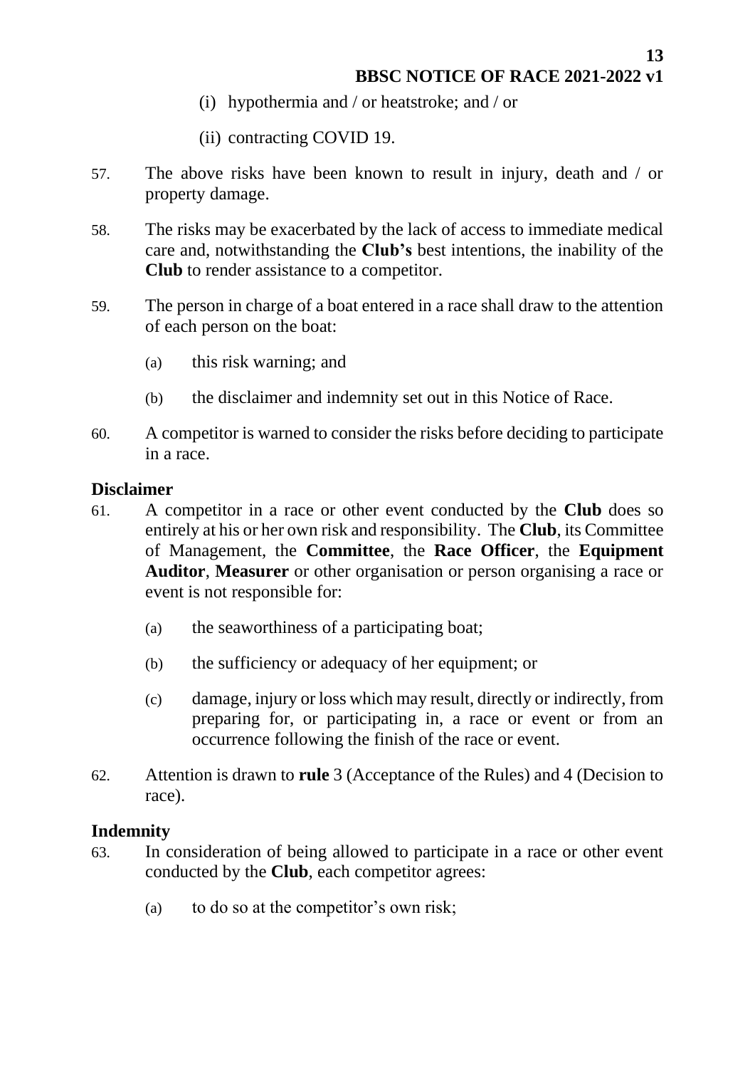(i) hypothermia and / or heatstroke; and / or

(ii) contracting COVID 19.

57. The above risks have been known to result in injury, death and / or property damage.

58. The risks may be exacerbated by the lack of access to immediate medical care and, notwithstanding the **Club's** best intentions, the inability of the **Club** to render assistance to a competitor.

59. The person in charge of a boat entered in a race shall draw to the attention of each person on the boat:

    (a) this risk warning; and

    (b) the disclaimer and indemnity set out in this Notice of Race.

60. A competitor is warned to consider the risks before deciding to participate in a race.

**Disclaimer**

61. A competitor in a race or other event conducted by the **Club** does so entirely at his or her own risk and responsibility. The **Club**, its Committee of Management, the **Committee**, the **Race Officer**, the **Equipment Auditor**, **Measurer** or other organisation or person organising a race or event is not responsible for:

    (a) the seaworthiness of a participating boat;

    (b) the sufficiency or adequacy of her equipment; or

    (c) damage, injury or loss which may result, directly or indirectly, from preparing for, or participating in, a race or event or from an occurrence following the finish of the race or event.

62. Attention is drawn to **rule** 3 (Acceptance of the Rules) and 4 (Decision to race).

**Indemnity**

63. In consideration of being allowed to participate in a race or other event conducted by the **Club**, each competitor agrees:

    (a) to do so at the competitor's own risk;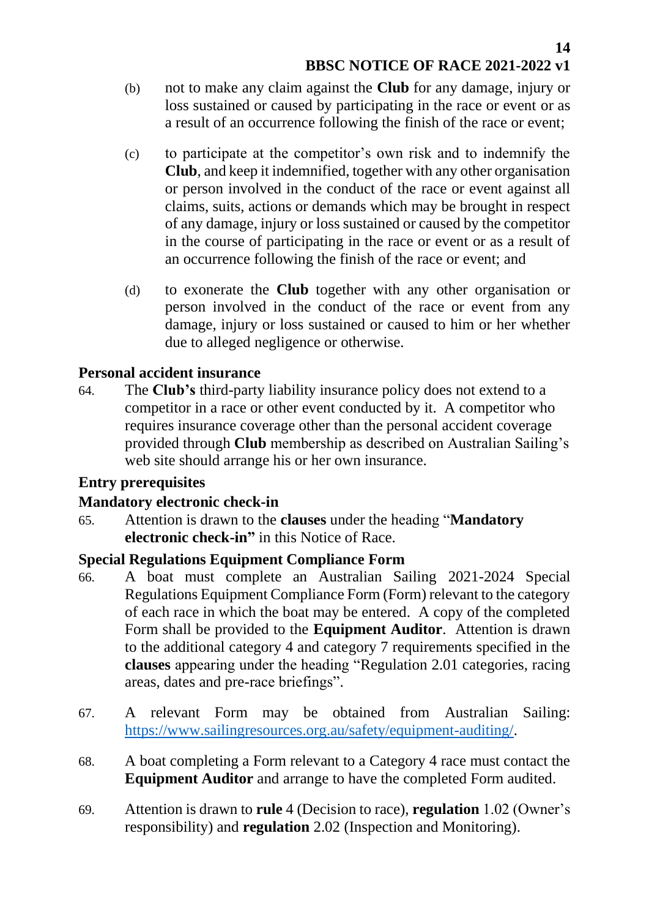(b) not to make any claim against the **Club** for any damage, injury or loss sustained or caused by participating in the race or event or as a result of an occurrence following the finish of the race or event;

(c) to participate at the competitor's own risk and to indemnify the **Club**, and keep it indemnified, together with any other organisation or person involved in the conduct of the race or event against all claims, suits, actions or demands which may be brought in respect of any damage, injury or loss sustained or caused by the competitor in the course of participating in the race or event or as a result of an occurrence following the finish of the race or event; and

(d) to exonerate the **Club** together with any other organisation or person involved in the conduct of the race or event from any damage, injury or loss sustained or caused to him or her whether due to alleged negligence or otherwise.

### Personal accident insurance

64. The **Club's** third-party liability insurance policy does not extend to a competitor in a race or other event conducted by it. A competitor who requires insurance coverage other than the personal accident coverage provided through **Club** membership as described on Australian Sailing's web site should arrange his or her own insurance.

### Entry prerequisites

### Mandatory electronic check-in

65. Attention is drawn to the **clauses** under the heading "**Mandatory electronic check-in"** in this Notice of Race.

### Special Regulations Equipment Compliance Form

66. A boat must complete an Australian Sailing 2021-2024 Special Regulations Equipment Compliance Form (Form) relevant to the category of each race in which the boat may be entered. A copy of the completed Form shall be provided to the **Equipment Auditor**. Attention is drawn to the additional category 4 and category 7 requirements specified in the **clauses** appearing under the heading "Regulation 2.01 categories, racing areas, dates and pre-race briefings".

67. A relevant Form may be obtained from Australian Sailing: [https://www.sailingresources.org.au/safety/equipment-auditing/](https://www.sailingresources.org.au/safety/equipment-auditing/).

68. A boat completing a Form relevant to a Category 4 race must contact the **Equipment Auditor** and arrange to have the completed Form audited.

69. Attention is drawn to **rule** 4 (Decision to race), **regulation** 1.02 (Owner's responsibility) and **regulation** 2.02 (Inspection and Monitoring).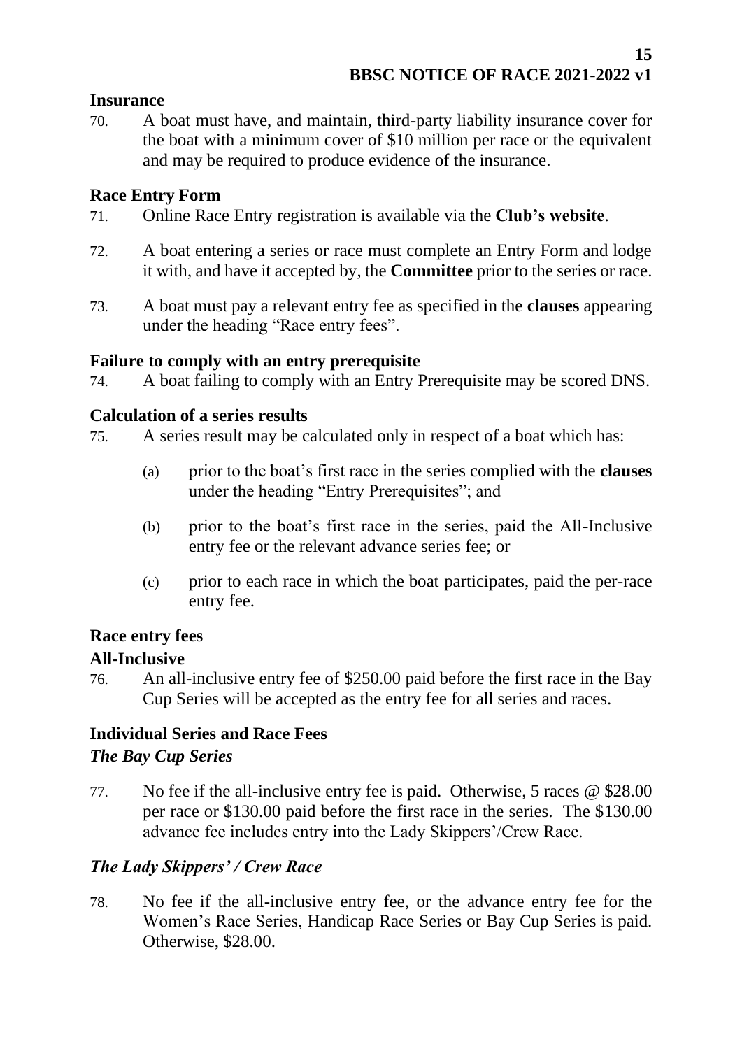## Insurance

70. A boat must have, and maintain, third-party liability insurance cover for the boat with a minimum cover of $10 million per race or the equivalent and may be required to produce evidence of the insurance.

## Race Entry Form

71. Online Race Entry registration is available via the **Club's website**.

72. A boat entering a series or race must complete an Entry Form and lodge it with, and have it accepted by, the **Committee** prior to the series or race.

73. A boat must pay a relevant entry fee as specified in the **clauses** appearing under the heading "Race entry fees".

## Failure to comply with an entry prerequisite

74. A boat failing to comply with an Entry Prerequisite may be scored DNS.

## Calculation of a series results

75. A series result may be calculated only in respect of a boat which has:

   (a) prior to the boat's first race in the series complied with the **clauses** under the heading "Entry Prerequisites"; and

   (b) prior to the boat's first race in the series, paid the All-Inclusive entry fee or the relevant advance series fee; or

   (c) prior to each race in which the boat participates, paid the per-race entry fee.

## Race entry fees

### All-Inclusive

76. An all-inclusive entry fee of $250.00 paid before the first race in the Bay Cup Series will be accepted as the entry fee for all series and races.

### Individual Series and Race Fees

#### *The Bay Cup Series*

77. No fee if the all-inclusive entry fee is paid. Otherwise, 5 races @ $28.00 per race or $130.00 paid before the first race in the series. The $130.00 advance fee includes entry into the Lady Skippers'/Crew Race.

#### *The Lady Skippers' / Crew Race*

78. No fee if the all-inclusive entry fee, or the advance entry fee for the Women's Race Series, Handicap Race Series or Bay Cup Series is paid. Otherwise, $28.00.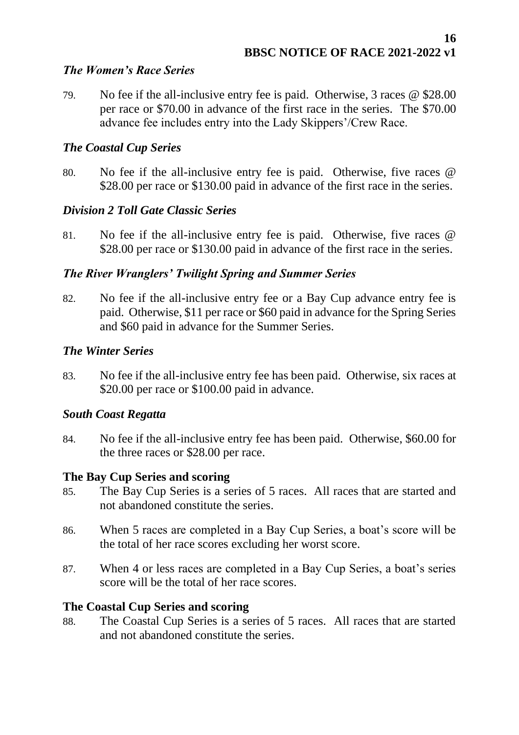### *The Women's Race Series*

79. No fee if the all-inclusive entry fee is paid. Otherwise, 3 races @ \$28.00 per race or \$70.00 in advance of the first race in the series. The \$70.00 advance fee includes entry into the Lady Skippers'/Crew Race.

### *The Coastal Cup Series*

80. No fee if the all-inclusive entry fee is paid. Otherwise, five races @ \$28.00 per race or \$130.00 paid in advance of the first race in the series.

### *Division 2 Toll Gate Classic Series*

81. No fee if the all-inclusive entry fee is paid. Otherwise, five races @ \$28.00 per race or \$130.00 paid in advance of the first race in the series.

### *The River Wranglers' Twilight Spring and Summer Series*

82. No fee if the all-inclusive entry fee or a Bay Cup advance entry fee is paid. Otherwise, \$11 per race or \$60 paid in advance for the Spring Series and \$60 paid in advance for the Summer Series.

### *The Winter Series*

83. No fee if the all-inclusive entry fee has been paid. Otherwise, six races at \$20.00 per race or \$100.00 paid in advance.

### *South Coast Regatta*

84. No fee if the all-inclusive entry fee has been paid. Otherwise, \$60.00 for the three races or \$28.00 per race.

### The Bay Cup Series and scoring

85. The Bay Cup Series is a series of 5 races. All races that are started and not abandoned constitute the series.

86. When 5 races are completed in a Bay Cup Series, a boat's score will be the total of her race scores excluding her worst score.

87. When 4 or less races are completed in a Bay Cup Series, a boat's series score will be the total of her race scores.

### The Coastal Cup Series and scoring

88. The Coastal Cup Series is a series of 5 races. All races that are started and not abandoned constitute the series.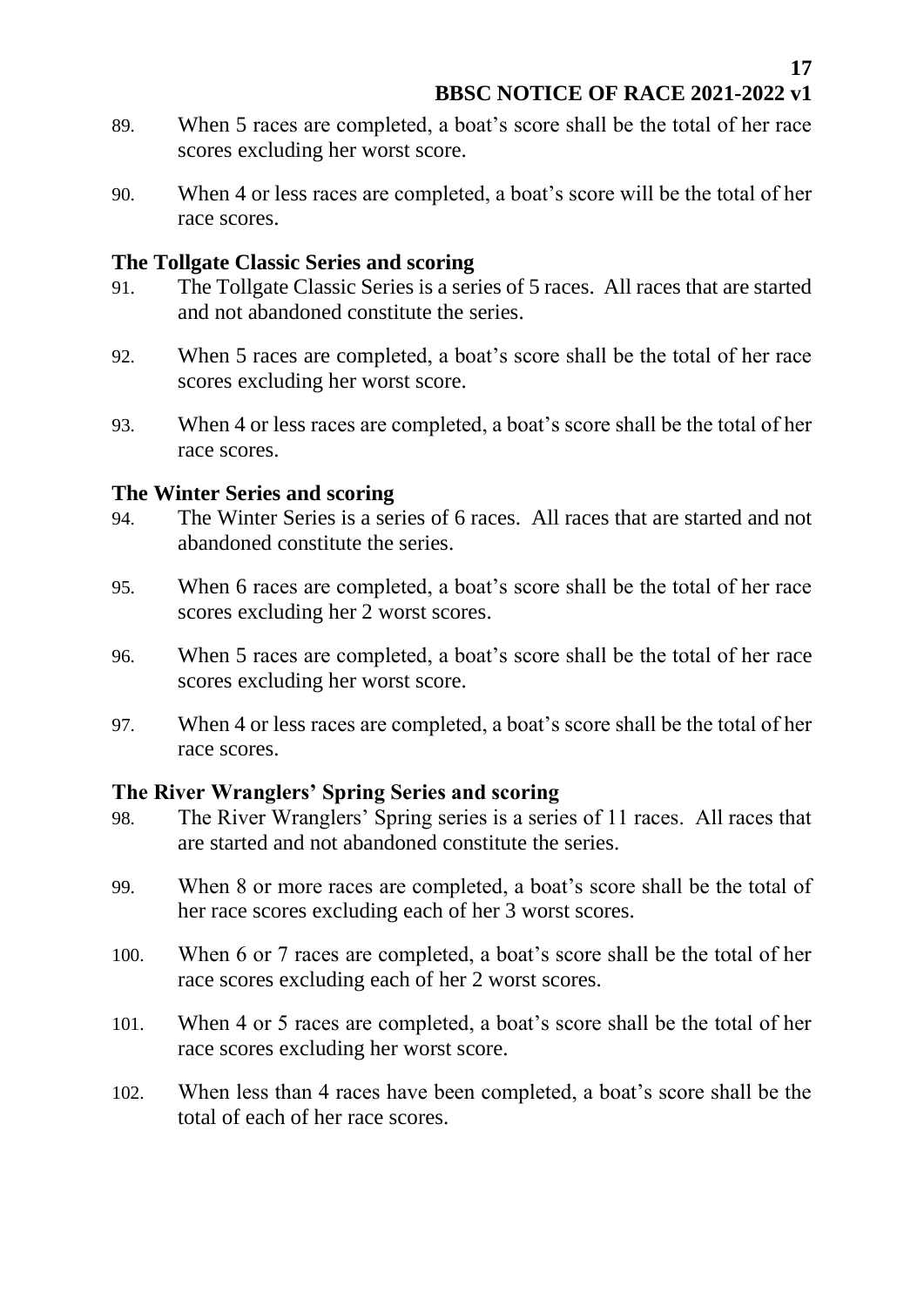89. When 5 races are completed, a boat's score shall be the total of her race scores excluding her worst score.

90. When 4 or less races are completed, a boat's score will be the total of her race scores.

### The Tollgate Classic Series and scoring

91. The Tollgate Classic Series is a series of 5 races. All races that are started and not abandoned constitute the series.

92. When 5 races are completed, a boat's score shall be the total of her race scores excluding her worst score.

93. When 4 or less races are completed, a boat's score shall be the total of her race scores.

### The Winter Series and scoring

94. The Winter Series is a series of 6 races. All races that are started and not abandoned constitute the series.

95. When 6 races are completed, a boat's score shall be the total of her race scores excluding her 2 worst scores.

96. When 5 races are completed, a boat's score shall be the total of her race scores excluding her worst score.

97. When 4 or less races are completed, a boat's score shall be the total of her race scores.

### The River Wranglers' Spring Series and scoring

98. The River Wranglers' Spring series is a series of 11 races. All races that are started and not abandoned constitute the series.

99. When 8 or more races are completed, a boat's score shall be the total of her race scores excluding each of her 3 worst scores.

100. When 6 or 7 races are completed, a boat's score shall be the total of her race scores excluding each of her 2 worst scores.

101. When 4 or 5 races are completed, a boat's score shall be the total of her race scores excluding her worst score.

102. When less than 4 races have been completed, a boat's score shall be the total of each of her race scores.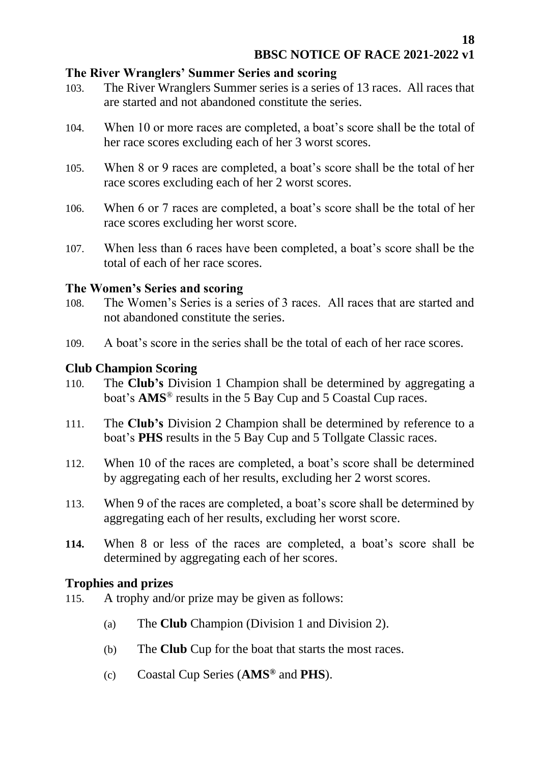## The River Wranglers' Summer Series and scoring

103. The River Wranglers Summer series is a series of 13 races. All races that are started and not abandoned constitute the series.

104. When 10 or more races are completed, a boat's score shall be the total of her race scores excluding each of her 3 worst scores.

105. When 8 or 9 races are completed, a boat's score shall be the total of her race scores excluding each of her 2 worst scores.

106. When 6 or 7 races are completed, a boat's score shall be the total of her race scores excluding her worst score.

107. When less than 6 races have been completed, a boat's score shall be the total of each of her race scores.

## The Women's Series and scoring

108. The Women's Series is a series of 3 races. All races that are started and not abandoned constitute the series.

109. A boat's score in the series shall be the total of each of her race scores.

## Club Champion Scoring

110. The **Club's** Division 1 Champion shall be determined by aggregating a boat's **AMS**® results in the 5 Bay Cup and 5 Coastal Cup races.

111. The **Club's** Division 2 Champion shall be determined by reference to a boat's **PHS** results in the 5 Bay Cup and 5 Tollgate Classic races.

112. When 10 of the races are completed, a boat's score shall be determined by aggregating each of her results, excluding her 2 worst scores.

113. When 9 of the races are completed, a boat's score shall be determined by aggregating each of her results, excluding her worst score.

**114.** When 8 or less of the races are completed, a boat's score shall be determined by aggregating each of her scores.

## Trophies and prizes

115. A trophy and/or prize may be given as follows:

   (a) The **Club** Champion (Division 1 and Division 2).

   (b) The **Club** Cup for the boat that starts the most races.

   (c) Coastal Cup Series (**AMS®** and **PHS**).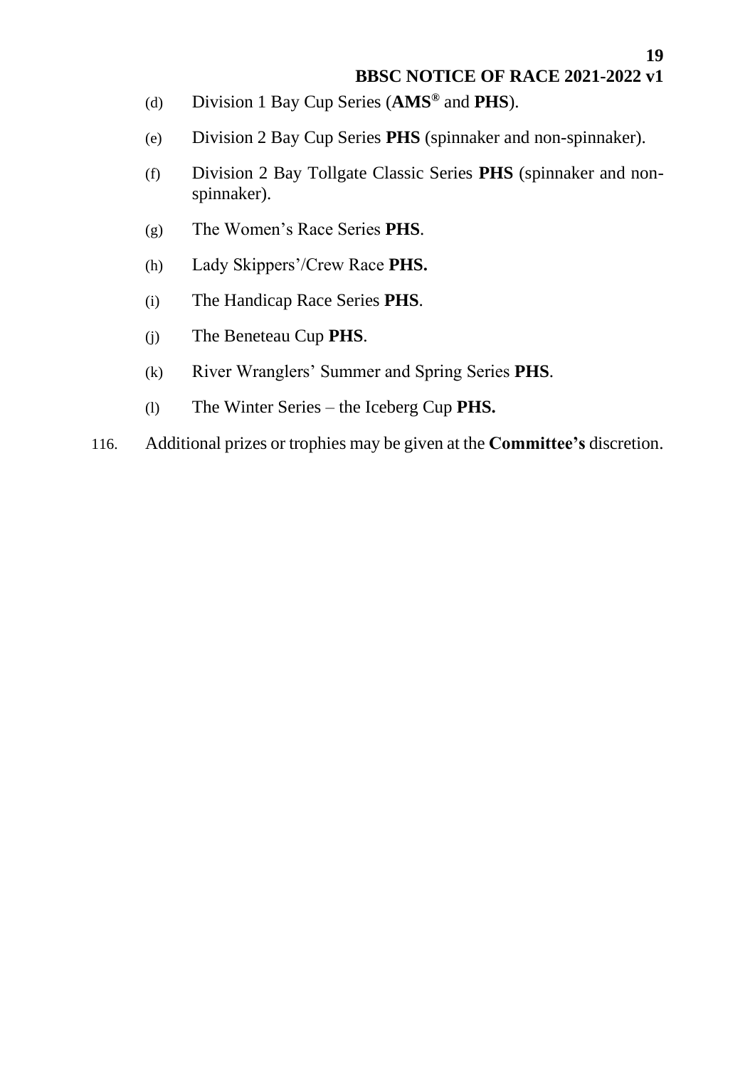(d) Division 1 Bay Cup Series (**AMS®** and **PHS**).

(e) Division 2 Bay Cup Series **PHS** (spinnaker and non-spinnaker).

(f) Division 2 Bay Tollgate Classic Series **PHS** (spinnaker and non-spinnaker).

(g) The Women's Race Series **PHS**.

(h) Lady Skippers'/Crew Race **PHS.**

(i) The Handicap Race Series **PHS**.

(j) The Beneteau Cup **PHS**.

(k) River Wranglers' Summer and Spring Series **PHS**.

(l) The Winter Series – the Iceberg Cup **PHS.**

116. Additional prizes or trophies may be given at the **Committee's** discretion.